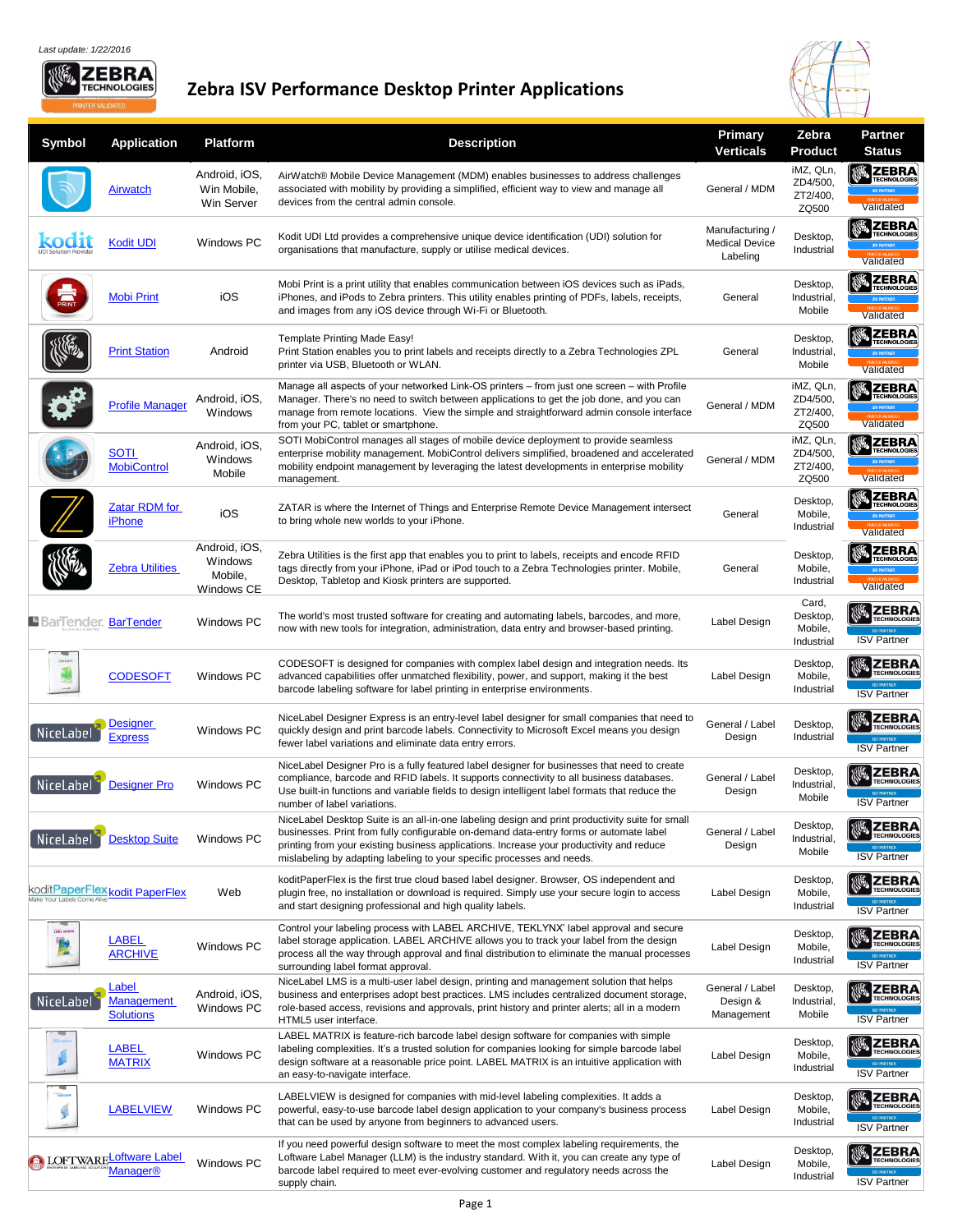*Last update: 1/22/2016*

# Zebra ISV Performance Desktop Printer Applications

| Symbol | Application | Platform | Description | Primary Verticals | Zebra Product | Partner Status |
|---|---|---|---|---|---|---|
| | Airwatch | Android, iOS, Win Mobile, Win Server | AirWatch® Mobile Device Management (MDM) enables businesses to address challenges associated with mobility by providing a simplified, efficient way to view and manage all devices from the central admin console. | General / MDM | iMZ, QLn, ZD4/500, ZT2/400, ZQ500 | Validated |
| kodit UDI Solution Provider | Kodit UDI | Windows PC | Kodit UDI Ltd provides a comprehensive unique device identification (UDI) solution for organisations that manufacture, supply or utilise medical devices. | Manufacturing / Medical Device Labeling | Desktop, Industrial | Validated |
| | Mobi Print | iOS | Mobi Print is a print utility that enables communication between iOS devices such as iPads, iPhones, and iPods to Zebra printers. This utility enables printing of PDFs, labels, receipts, and images from any iOS device through Wi-Fi or Bluetooth. | General | Desktop, Industrial, Mobile | Validated |
| | Print Station | Android | Template Printing Made Easy! Print Station enables you to print labels and receipts directly to a Zebra Technologies ZPL printer via USB, Bluetooth or WLAN. | General | Desktop, Industrial, Mobile | Validated |
| | Profile Manager | Android, iOS, Windows | Manage all aspects of your networked Link-OS printers – from just one screen – with Profile Manager. There's no need to switch between applications to get the job done, and you can manage from remote locations. View the simple and straightforward admin console interface from your PC, tablet or smartphone. | General / MDM | iMZ, QLn, ZD4/500, ZT2/400, ZQ500 | Validated |
| | SOTI MobiControl | Android, iOS, Windows Mobile | SOTI MobiControl manages all stages of mobile device deployment to provide seamless enterprise mobility management. MobiControl delivers simplified, broadened and accelerated mobility endpoint management by leveraging the latest developments in enterprise mobility management. | General / MDM | iMZ, QLn, ZD4/500, ZT2/400, ZQ500 | Validated |
| | Zatar RDM for iPhone | iOS | ZATAR is where the Internet of Things and Enterprise Remote Device Management intersect to bring whole new worlds to your iPhone. | General | Desktop, Mobile, Industrial | Validated |
| | Zebra Utilities | Android, iOS, Windows Mobile, Windows CE | Zebra Utilities is the first app that enables you to print to labels, receipts and encode RFID tags directly from your iPhone, iPad or iPod touch to a Zebra Technologies printer. Mobile, Desktop, Tabletop and Kiosk printers are supported. | General | Desktop, Mobile, Industrial | Validated |
| BarTender | BarTender | Windows PC | The world's most trusted software for creating and automating labels, barcodes, and more, now with new tools for integration, administration, data entry and browser-based printing. | Label Design | Card, Desktop, Mobile, Industrial | ISV Partner |
| | CODESOFT | Windows PC | CODESOFT is designed for companies with complex label design and integration needs. Its advanced capabilities offer unmatched flexibility, power, and support, making it the best barcode labeling software for label printing in enterprise environments. | Label Design | Desktop, Mobile, Industrial | ISV Partner |
| NiceLabel | Designer Express | Windows PC | NiceLabel Designer Express is an entry-level label designer for small companies that need to quickly design and print barcode labels. Connectivity to Microsoft Excel means you design fewer label variations and eliminate data entry errors. | General / Label Design | Desktop, Industrial | ISV Partner |
| NiceLabel | Designer Pro | Windows PC | NiceLabel Designer Pro is a fully featured label designer for businesses that need to create compliance, barcode and RFID labels. It supports connectivity to all business databases. Use built-in functions and variable fields to design intelligent label formats that reduce the number of label variations. | General / Label Design | Desktop, Industrial, Mobile | ISV Partner |
| NiceLabel | Desktop Suite | Windows PC | NiceLabel Desktop Suite is an all-in-one labeling design and print productivity suite for small businesses. Print from fully configurable on-demand data-entry forms or automate label printing from your existing business applications. Increase your productivity and reduce mislabeling by adapting labeling to your specific processes and needs. | General / Label Design | Desktop, Industrial, Mobile | ISV Partner |
| koditPaperFlex Make Your Labels Come Alive | kodit PaperFlex | Web | koditPaperFlex is the first true cloud based label designer. Browser, OS independent and plugin free, no installation or download is required. Simply use your secure login to access and start designing professional and high quality labels. | Label Design | Desktop, Mobile, Industrial | ISV Partner |
| | LABEL ARCHIVE | Windows PC | Control your labeling process with LABEL ARCHIVE, TEKLYNX' label approval and secure label storage application. LABEL ARCHIVE allows you to track your label from the design process all the way through approval and final distribution to eliminate the manual processes surrounding label format approval. | Label Design | Desktop, Mobile, Industrial | ISV Partner |
| NiceLabel | Label Management Solutions | Android, iOS, Windows PC | NiceLabel LMS is a multi-user label design, printing and management solution that helps business and enterprises adopt best practices. LMS includes centralized document storage, role-based access, revisions and approvals, print history and printer alerts; all in a modern HTML5 user interface. | General / Label Design & Management | Desktop, Industrial, Mobile | ISV Partner |
| | LABEL MATRIX | Windows PC | LABEL MATRIX is feature-rich barcode label design software for companies with simple labeling complexities. It's a trusted solution for companies looking for simple barcode label design software at a reasonable price point. LABEL MATRIX is an intuitive application with an easy-to-navigate interface. | Label Design | Desktop, Mobile, Industrial | ISV Partner |
| | LABELVIEW | Windows PC | LABELVIEW is designed for companies with mid-level labeling complexities. It adds a powerful, easy-to-use barcode label design application to your company's business process that can be used by anyone from beginners to advanced users. | Label Design | Desktop, Mobile, Industrial | ISV Partner |
| LOFTWARE | Loftware Label Manager® | Windows PC | If you need powerful design software to meet the most complex labeling requirements, the Loftware Label Manager (LLM) is the industry standard. With it, you can create any type of barcode label required to meet ever-evolving customer and regulatory needs across the supply chain. | Label Design | Desktop, Mobile, Industrial | ISV Partner |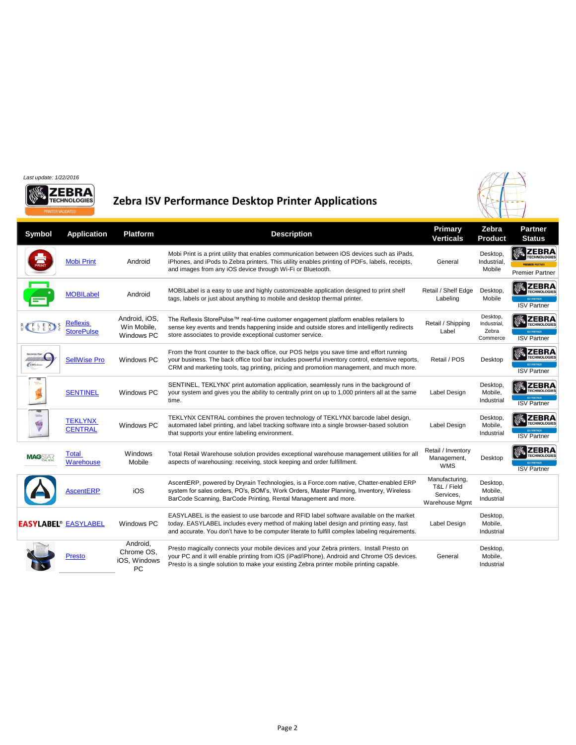*Last update: 1/22/2016*

# Zebra ISV Performance Desktop Printer Applications

| Symbol | Application | Platform | Description | Primary Verticals | Zebra Product | Partner Status |
|---|---|---|---|---|---|---|
| | Mobi Print | Android | Mobi Print is a print utility that enables communication between iOS devices such as iPads, iPhones, and iPods to Zebra printers. This utility enables printing of PDFs, labels, receipts, and images from any iOS device through Wi-Fi or Bluetooth. | General | Desktop, Industrial, Mobile | Premier Partner |
| | MOBILabel | Android | MOBILabel is a easy to use and highly customizeable application designed to print shelf tags, labels or just about anything to mobile and desktop thermal printer. | Retail / Shelf Edge Labeling | Desktop, Mobile | ISV Partner |
| | Reflexis StorePulse | Android, iOS, Win Mobile, Windows PC | The Reflexis StorePulse™ real-time customer engagement platform enables retailers to sense key events and trends happening inside and outside stores and intelligently redirects store associates to provide exceptional customer service. | Retail / Shipping Label | Desktop, Industrial, Zebra Commerce | ISV Partner |
| | SellWise Pro | Windows PC | From the front counter to the back office, our POS helps you save time and effort running your business. The back office tool bar includes powerful inventory control, extensive reports, CRM and marketing tools, tag printing, pricing and promotion management, and much more. | Retail / POS | Desktop | ISV Partner |
| | SENTINEL | Windows PC | SENTINEL, TEKLYNX' print automation application, seamlessly runs in the background of your system and gives you the ability to centrally print on up to 1,000 printers all at the same time. | Label Design | Desktop, Mobile, Industrial | ISV Partner |
| | TEKLYNX CENTRAL | Windows PC | TEKLYNX CENTRAL combines the proven technology of TEKLYNX barcode label design, automated label printing, and label tracking software into a single browser-based solution that supports your entire labeling environment. | Label Design | Desktop, Mobile, Industrial | ISV Partner |
| | Total Warehouse | Windows Mobile | Total Retail Warehouse solution provides exceptional warehouse management utilities for all aspects of warehousing: receiving, stock keeping and order fulfillment. | Retail / Inventory Management, WMS | Desktop | ISV Partner |
| | AscentERP | iOS | AscentERP, powered by Dryrain Technologies, is a Force.com native, Chatter-enabled ERP system for sales orders, PO's, BOM's, Work Orders, Master Planning, Inventory, Wireless BarCode Scanning, BarCode Printing, Rental Management and more. | Manufacturing, T&L / Field Services, Warehouse Mgmt | Desktop, Mobile, Industrial | |
| EASYLABEL® | EASYLABEL | Windows PC | EASYLABEL is the easiest to use barcode and RFID label software available on the market today. EASYLABEL includes every method of making label design and printing easy, fast and accurate. You don't have to be computer literate to fulfill complex labeling requirements. | Label Design | Desktop, Mobile, Industrial | |
| | Presto | Android, Chrome OS, iOS, Windows PC | Presto magically connects your mobile devices and your Zebra printers. Install Presto on your PC and it will enable printing from iOS (iPad/iPhone), Android and Chrome OS devices. Presto is a single solution to make your existing Zebra printer mobile printing capable. | General | Desktop, Mobile, Industrial | |